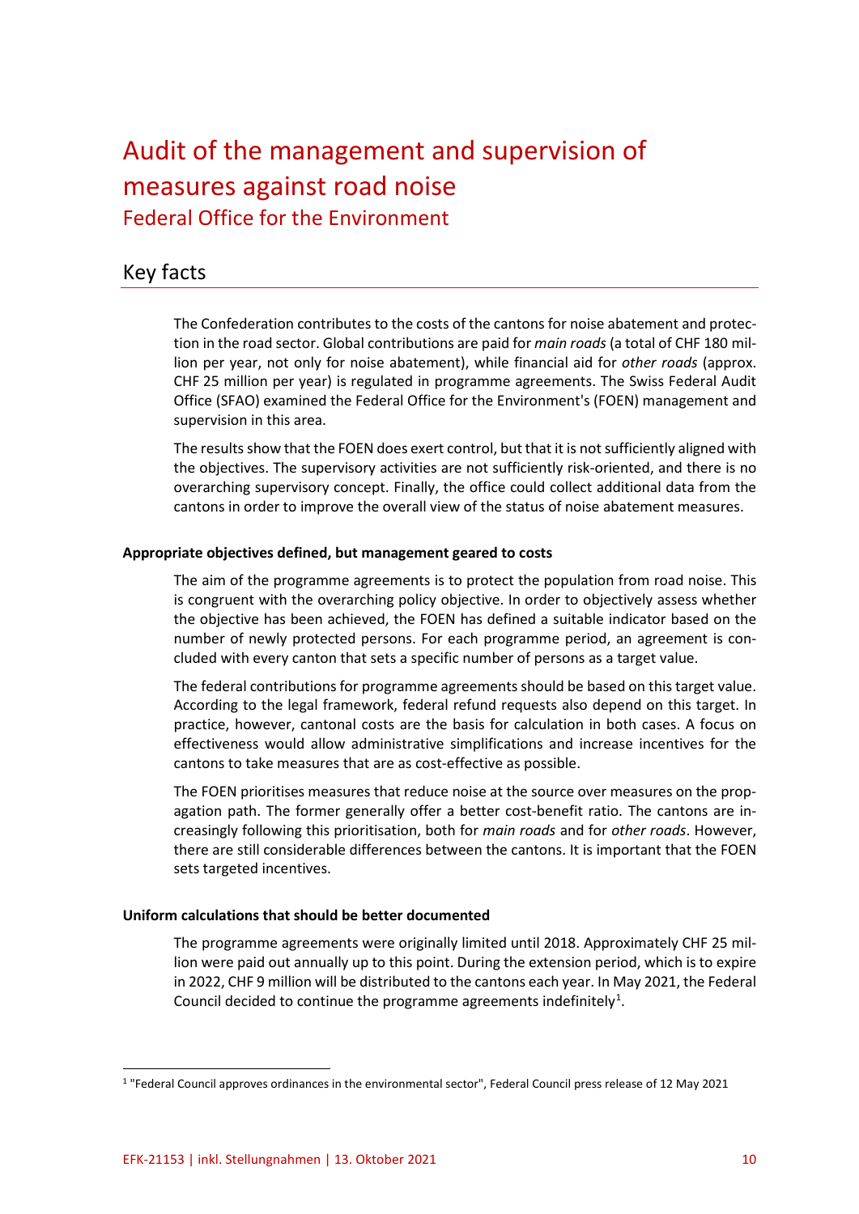# Audit of the management and supervision of measures against road noise

Federal Office for the Environment

## Key facts

The Confederation contributes to the costs of the cantons for noise abatement and protection in the road sector. Global contributions are paid for *main roads* (a total of CHF 180 million per year, not only for noise abatement), while financial aid for *other roads* (approx. CHF 25 million per year) is regulated in programme agreements. The Swiss Federal Audit Office (SFAO) examined the Federal Office for the Environment's (FOEN) management and supervision in this area.

The results show that the FOEN does exert control, but that it is not sufficiently aligned with the objectives. The supervisory activities are not sufficiently risk-oriented, and there is no overarching supervisory concept. Finally, the office could collect additional data from the cantons in order to improve the overall view of the status of noise abatement measures.

**Appropriate objectives defined, but management geared to costs**

The aim of the programme agreements is to protect the population from road noise. This is congruent with the overarching policy objective. In order to objectively assess whether the objective has been achieved, the FOEN has defined a suitable indicator based on the number of newly protected persons. For each programme period, an agreement is concluded with every canton that sets a specific number of persons as a target value.

The federal contributions for programme agreements should be based on this target value. According to the legal framework, federal refund requests also depend on this target. In practice, however, cantonal costs are the basis for calculation in both cases. A focus on effectiveness would allow administrative simplifications and increase incentives for the cantons to take measures that are as cost-effective as possible.

The FOEN prioritises measures that reduce noise at the source over measures on the propagation path. The former generally offer a better cost-benefit ratio. The cantons are increasingly following this prioritisation, both for *main roads* and for *other roads*. However, there are still considerable differences between the cantons. It is important that the FOEN sets targeted incentives.

**Uniform calculations that should be better documented**

The programme agreements were originally limited until 2018. Approximately CHF 25 million were paid out annually up to this point. During the extension period, which is to expire in 2022, CHF 9 million will be distributed to the cantons each year. In May 2021, the Federal Council decided to continue the programme agreements indefinitely[1].

[1] "Federal Council approves ordinances in the environmental sector", Federal Council press release of 12 May 2021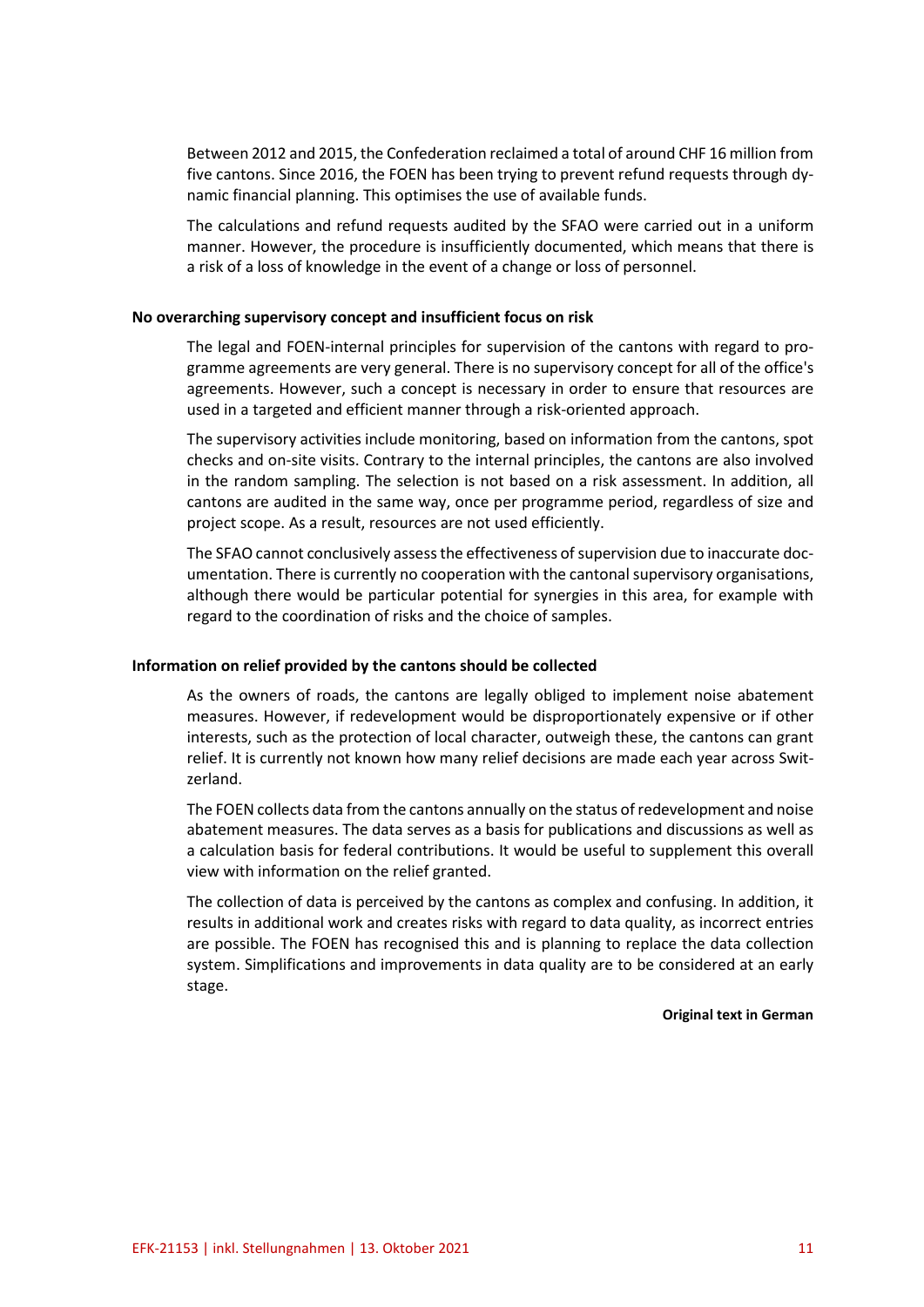Between 2012 and 2015, the Confederation reclaimed a total of around CHF 16 million from five cantons. Since 2016, the FOEN has been trying to prevent refund requests through dynamic financial planning. This optimises the use of available funds.

The calculations and refund requests audited by the SFAO were carried out in a uniform manner. However, the procedure is insufficiently documented, which means that there is a risk of a loss of knowledge in the event of a change or loss of personnel.

**No overarching supervisory concept and insufficient focus on risk**

The legal and FOEN-internal principles for supervision of the cantons with regard to programme agreements are very general. There is no supervisory concept for all of the office's agreements. However, such a concept is necessary in order to ensure that resources are used in a targeted and efficient manner through a risk-oriented approach.

The supervisory activities include monitoring, based on information from the cantons, spot checks and on-site visits. Contrary to the internal principles, the cantons are also involved in the random sampling. The selection is not based on a risk assessment. In addition, all cantons are audited in the same way, once per programme period, regardless of size and project scope. As a result, resources are not used efficiently.

The SFAO cannot conclusively assess the effectiveness of supervision due to inaccurate documentation. There is currently no cooperation with the cantonal supervisory organisations, although there would be particular potential for synergies in this area, for example with regard to the coordination of risks and the choice of samples.

**Information on relief provided by the cantons should be collected**

As the owners of roads, the cantons are legally obliged to implement noise abatement measures. However, if redevelopment would be disproportionately expensive or if other interests, such as the protection of local character, outweigh these, the cantons can grant relief. It is currently not known how many relief decisions are made each year across Switzerland.

The FOEN collects data from the cantons annually on the status of redevelopment and noise abatement measures. The data serves as a basis for publications and discussions as well as a calculation basis for federal contributions. It would be useful to supplement this overall view with information on the relief granted.

The collection of data is perceived by the cantons as complex and confusing. In addition, it results in additional work and creates risks with regard to data quality, as incorrect entries are possible. The FOEN has recognised this and is planning to replace the data collection system. Simplifications and improvements in data quality are to be considered at an early stage.

**Original text in German**